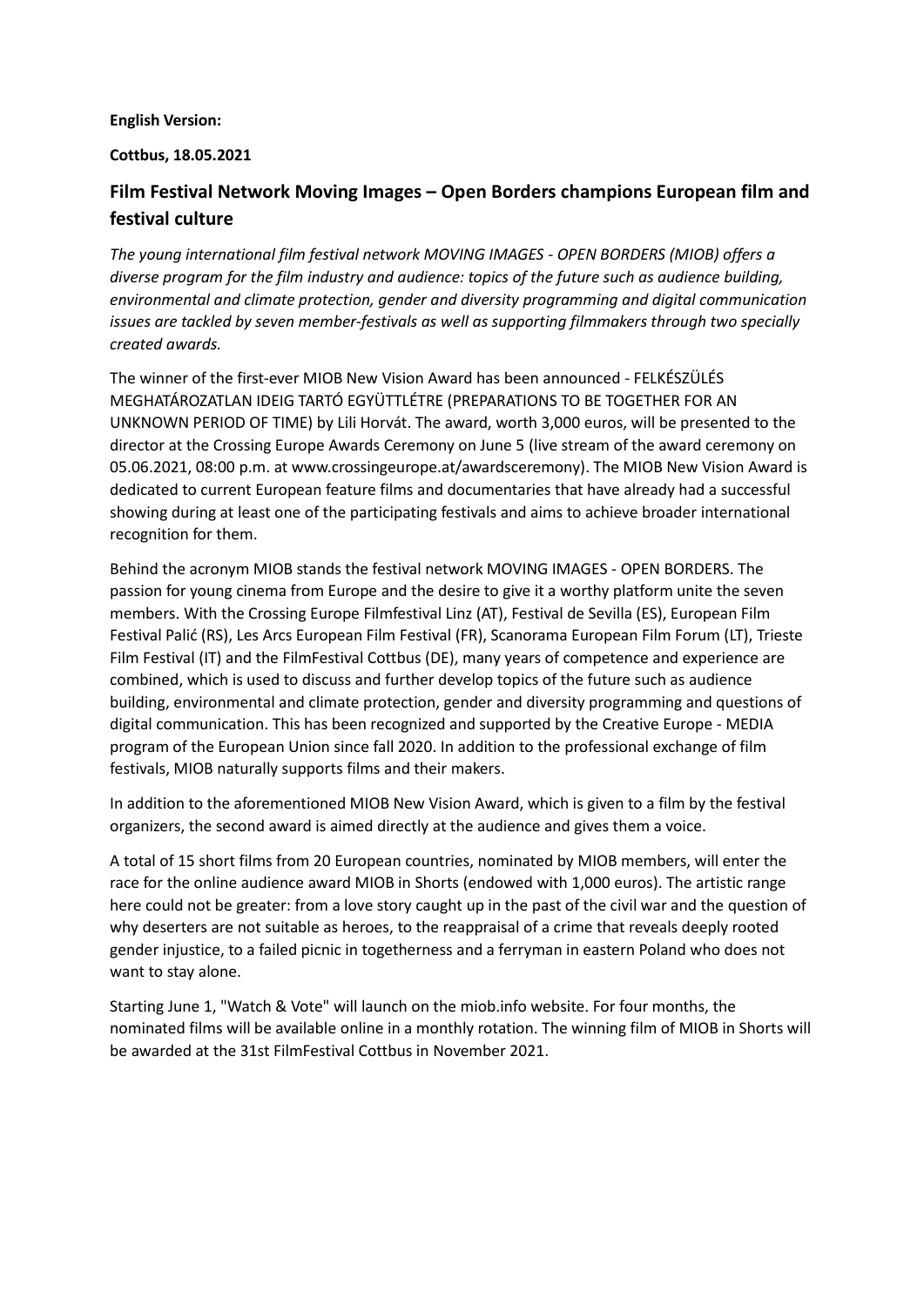**English Version:**

**Cottbus, 18.05.2021**

## Film Festival Network Moving Images – Open Borders champions European film and festival culture

*The young international film festival network MOVING IMAGES - OPEN BORDERS (MIOB) offers a diverse program for the film industry and audience: topics of the future such as audience building, environmental and climate protection, gender and diversity programming and digital communication issues are tackled by seven member-festivals as well as supporting filmmakers through two specially created awards.*

The winner of the first-ever MIOB New Vision Award has been announced - FELKÉSZÜLÉS MEGHATÁROZATLAN IDEIG TARTÓ EGYÜTTLÉTRE (PREPARATIONS TO BE TOGETHER FOR AN UNKNOWN PERIOD OF TIME) by Lili Horvát. The award, worth 3,000 euros, will be presented to the director at the Crossing Europe Awards Ceremony on June 5 (live stream of the award ceremony on 05.06.2021, 08:00 p.m. at www.crossingeurope.at/awardsceremony). The MIOB New Vision Award is dedicated to current European feature films and documentaries that have already had a successful showing during at least one of the participating festivals and aims to achieve broader international recognition for them.

Behind the acronym MIOB stands the festival network MOVING IMAGES - OPEN BORDERS. The passion for young cinema from Europe and the desire to give it a worthy platform unite the seven members. With the Crossing Europe Filmfestival Linz (AT), Festival de Sevilla (ES), European Film Festival Palić (RS), Les Arcs European Film Festival (FR), Scanorama European Film Forum (LT), Trieste Film Festival (IT) and the FilmFestival Cottbus (DE), many years of competence and experience are combined, which is used to discuss and further develop topics of the future such as audience building, environmental and climate protection, gender and diversity programming and questions of digital communication. This has been recognized and supported by the Creative Europe - MEDIA program of the European Union since fall 2020. In addition to the professional exchange of film festivals, MIOB naturally supports films and their makers.

In addition to the aforementioned MIOB New Vision Award, which is given to a film by the festival organizers, the second award is aimed directly at the audience and gives them a voice.

A total of 15 short films from 20 European countries, nominated by MIOB members, will enter the race for the online audience award MIOB in Shorts (endowed with 1,000 euros). The artistic range here could not be greater: from a love story caught up in the past of the civil war and the question of why deserters are not suitable as heroes, to the reappraisal of a crime that reveals deeply rooted gender injustice, to a failed picnic in togetherness and a ferryman in eastern Poland who does not want to stay alone.

Starting June 1, "Watch & Vote" will launch on the miob.info website. For four months, the nominated films will be available online in a monthly rotation. The winning film of MIOB in Shorts will be awarded at the 31st FilmFestival Cottbus in November 2021.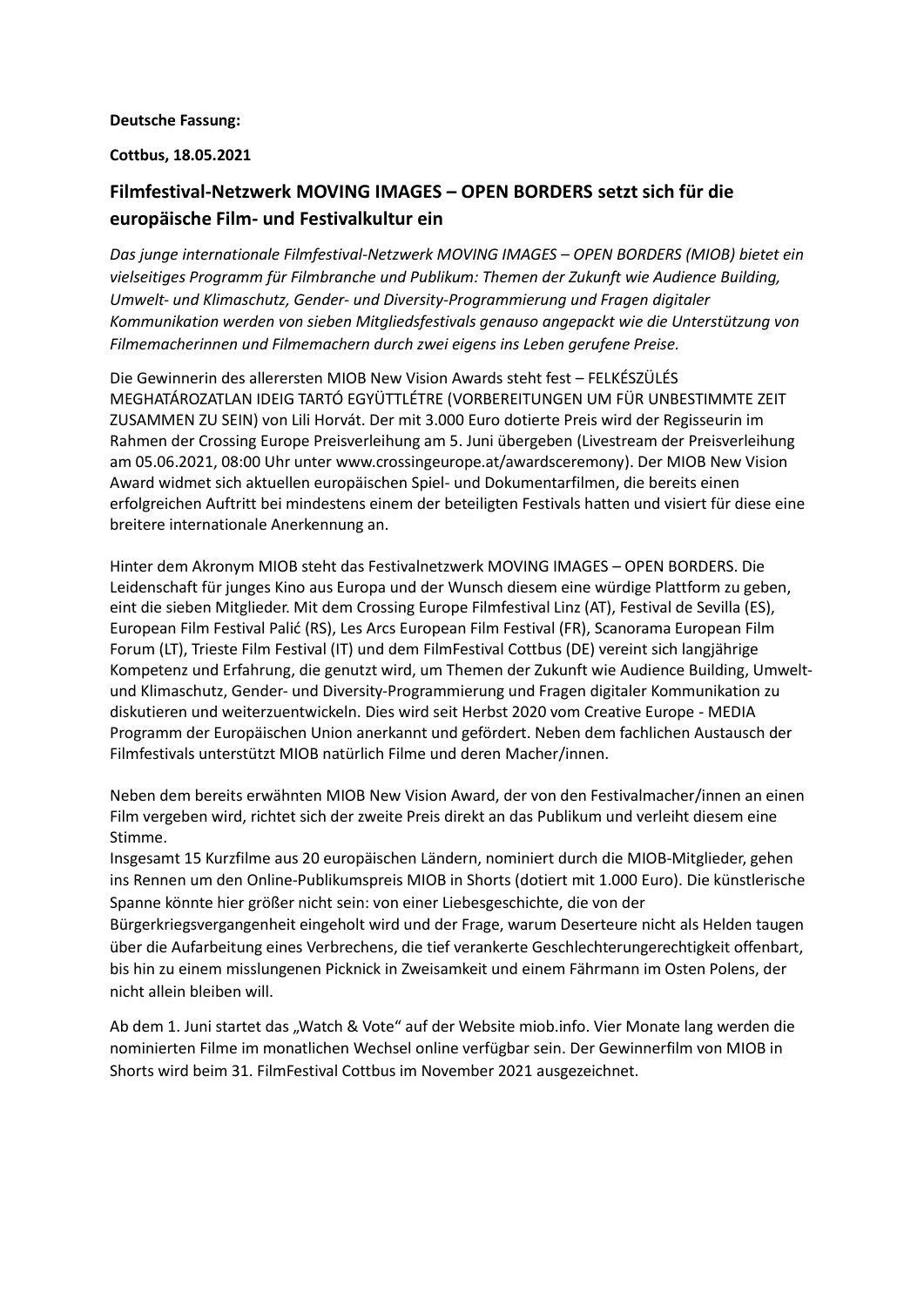**Deutsche Fassung:**

**Cottbus, 18.05.2021**

## Filmfestival-Netzwerk MOVING IMAGES – OPEN BORDERS setzt sich für die europäische Film- und Festivalkultur ein

*Das junge internationale Filmfestival-Netzwerk MOVING IMAGES – OPEN BORDERS (MIOB) bietet ein vielseitiges Programm für Filmbranche und Publikum: Themen der Zukunft wie Audience Building, Umwelt- und Klimaschutz, Gender- und Diversity-Programmierung und Fragen digitaler Kommunikation werden von sieben Mitgliedsfestivals genauso angepackt wie die Unterstützung von Filmemacherinnen und Filmemachern durch zwei eigens ins Leben gerufene Preise.*

Die Gewinnerin des allerersten MIOB New Vision Awards steht fest – FELKÉSZÜLÉS MEGHATÁROZATLAN IDEIG TARTÓ EGYÜTTLÉTRE (VORBEREITUNGEN UM FÜR UNBESTIMMTE ZEIT ZUSAMMEN ZU SEIN) von Lili Horvát. Der mit 3.000 Euro dotierte Preis wird der Regisseurin im Rahmen der Crossing Europe Preisverleihung am 5. Juni übergeben (Livestream der Preisverleihung am 05.06.2021, 08:00 Uhr unter www.crossingeurope.at/awardsceremony). Der MIOB New Vision Award widmet sich aktuellen europäischen Spiel- und Dokumentarfilmen, die bereits einen erfolgreichen Auftritt bei mindestens einem der beteiligten Festivals hatten und visiert für diese eine breitere internationale Anerkennung an.

Hinter dem Akronym MIOB steht das Festivalnetzwerk MOVING IMAGES – OPEN BORDERS. Die Leidenschaft für junges Kino aus Europa und der Wunsch diesem eine würdige Plattform zu geben, eint die sieben Mitglieder. Mit dem Crossing Europe Filmfestival Linz (AT), Festival de Sevilla (ES), European Film Festival Palić (RS), Les Arcs European Film Festival (FR), Scanorama European Film Forum (LT), Trieste Film Festival (IT) und dem FilmFestival Cottbus (DE) vereint sich langjährige Kompetenz und Erfahrung, die genutzt wird, um Themen der Zukunft wie Audience Building, Umwelt- und Klimaschutz, Gender- und Diversity-Programmierung und Fragen digitaler Kommunikation zu diskutieren und weiterzuentwickeln. Dies wird seit Herbst 2020 vom Creative Europe - MEDIA Programm der Europäischen Union anerkannt und gefördert. Neben dem fachlichen Austausch der Filmfestivals unterstützt MIOB natürlich Filme und deren Macher/innen.

Neben dem bereits erwähnten MIOB New Vision Award, der von den Festivalmacher/innen an einen Film vergeben wird, richtet sich der zweite Preis direkt an das Publikum und verleiht diesem eine Stimme.
Insgesamt 15 Kurzfilme aus 20 europäischen Ländern, nominiert durch die MIOB-Mitglieder, gehen ins Rennen um den Online-Publikumspreis MIOB in Shorts (dotiert mit 1.000 Euro). Die künstlerische Spanne könnte hier größer nicht sein: von einer Liebesgeschichte, die von der Bürgerkriegsvergangenheit eingeholt wird und der Frage, warum Deserteure nicht als Helden taugen über die Aufarbeitung eines Verbrechens, die tief verankerte Geschlechterungerechtigkeit offenbart, bis hin zu einem misslungenen Picknick in Zweisamkeit und einem Fährmann im Osten Polens, der nicht allein bleiben will.

Ab dem 1. Juni startet das „Watch & Vote" auf der Website miob.info. Vier Monate lang werden die nominierten Filme im monatlichen Wechsel online verfügbar sein. Der Gewinnerfilm von MIOB in Shorts wird beim 31. FilmFestival Cottbus im November 2021 ausgezeichnet.